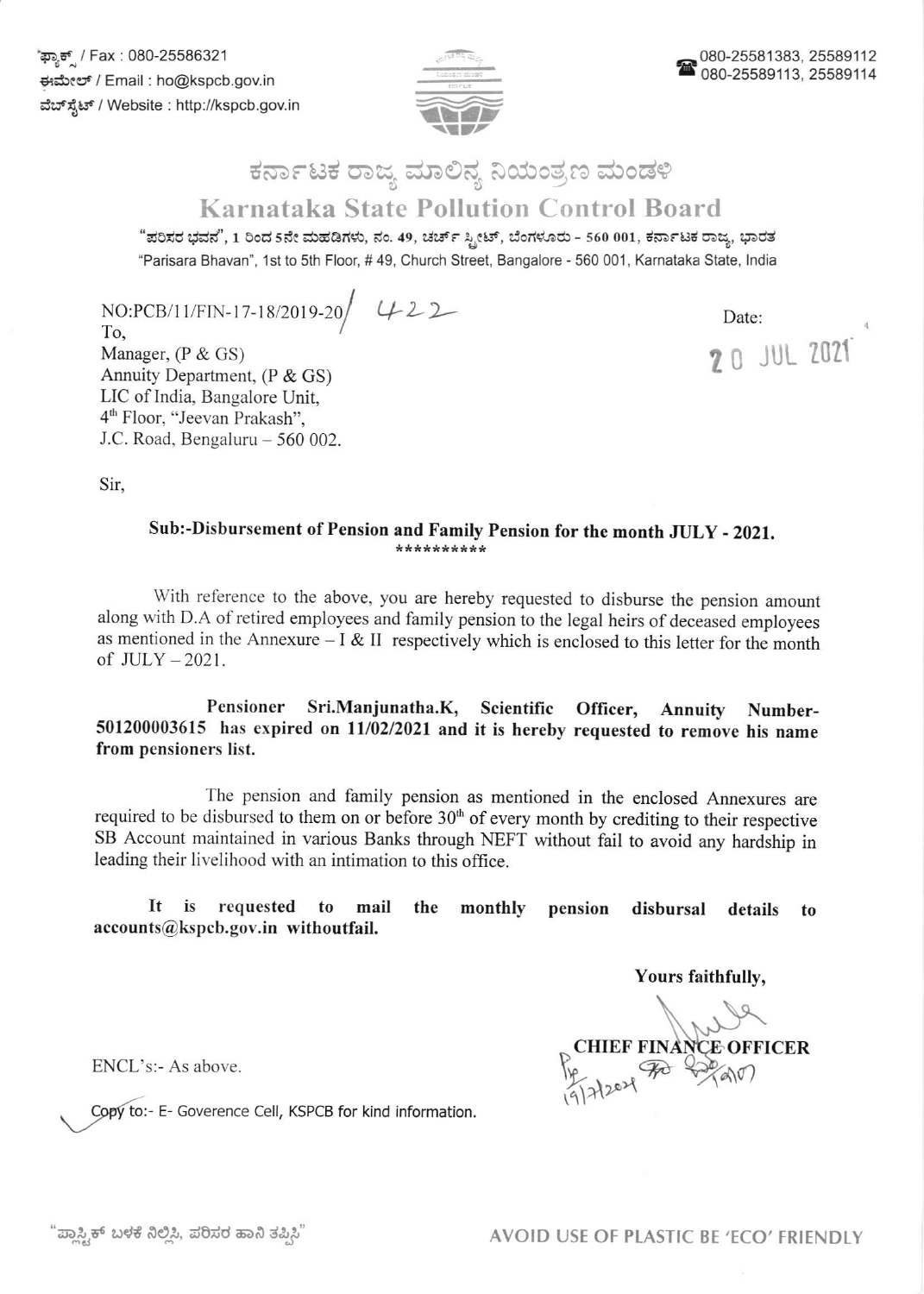ಫ್ಯಾಕ್ಸ್ / Fax : 080-25586321
ಈಮೇಲ್ / Email : ho@kspcb.gov.in
ವೆಬ್‌ಸೈಟ್ / Website : http://kspcb.gov.in

080-25581383, 25589112
080-25589113, 25589114

# ಕರ್ನಾಟಕ ರಾಜ್ಯ ಮಾಲಿನ್ಯ ನಿಯಂತ್ರಣ ಮಂಡಳಿ

# Karnataka State Pollution Control Board

"ಪರಿಸರ ಭವನ", 1 ರಿಂದ 5ನೇ ಮಹಡಿಗಳು, ನಂ. 49, ಚರ್ಚ್ ಸ್ಟ್ರೀಟ್, ಬೆಂಗಳೂರು - 560 001, ಕರ್ನಾಟಕ ರಾಜ್ಯ, ಭಾರತ
"Parisara Bhavan", 1st to 5th Floor, # 49, Church Street, Bangalore - 560 001, Karnataka State, India

NO:PCB/11/FIN-17-18/2019-20/ 422

Date: 20 JUL 2021

To,
Manager, (P & GS)
Annuity Department, (P & GS)
LIC of India, Bangalore Unit,
4th Floor, "Jeevan Prakash",
J.C. Road, Bengaluru – 560 002.

Sir,

**Sub:-Disbursement of Pension and Family Pension for the month JULY - 2021.**
**\*\*\*\*\*\*\*\*\*\***

With reference to the above, you are hereby requested to disburse the pension amount along with D.A of retired employees and family pension to the legal heirs of deceased employees as mentioned in the Annexure – I & II respectively which is enclosed to this letter for the month of JULY – 2021.

**Pensioner Sri.Manjunatha.K, Scientific Officer, Annuity Number-501200003615 has expired on 11/02/2021 and it is hereby requested to remove his name from pensioners list.**

The pension and family pension as mentioned in the enclosed Annexures are required to be disbursed to them on or before 30th of every month by crediting to their respective SB Account maintained in various Banks through NEFT without fail to avoid any hardship in leading their livelihood with an intimation to this office.

**It is requested to mail the monthly pension disbursal details to accounts@kspcb.gov.in withoutfail.**

Yours faithfully,

**CHIEF FINANCE OFFICER**

19/7/2021

ENCL's:- As above.

Copy to:- E- Goverence Cell, KSPCB for kind information.

"ಪ್ಲಾಸ್ಟಿಕ್ ಬಳಕೆ ನಿಲ್ಲಿಸಿ, ಪರಿಸರ ಹಾನಿ ತಪ್ಪಿಸಿ"

AVOID USE OF PLASTIC BE 'ECO' FRIENDLY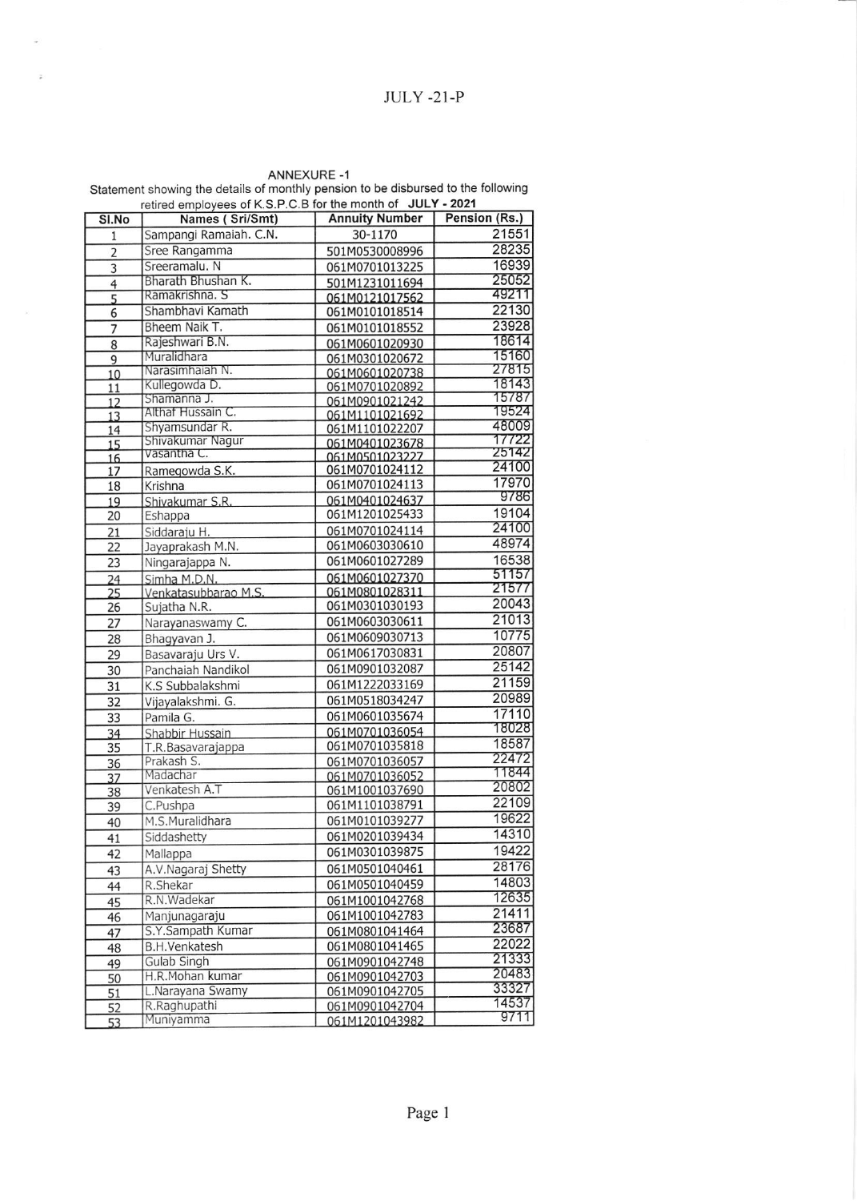JULY -21-P

ANNEXURE -1

Statement showing the details of monthly pension to be disbursed to the following retired employees of K.S.P.C.B for the month of **JULY - 2021**

| Sl.No | Names ( Sri/Smt) | Annuity Number | Pension (Rs.) |
|---|---|---|---|
| 1 | Sampangi Ramaiah. C.N. | 30-1170 | 21551 |
| 2 | Sree Rangamma | 501M0530008996 | 28235 |
| 3 | Sreeramalu. N | 061M0701013225 | 16939 |
| 4 | Bharath Bhushan K. | 501M1231011694 | 25052 |
| 5 | Ramakrishna. S | 061M0121017562 | 49211 |
| 6 | Shambhavi Kamath | 061M0101018514 | 22130 |
| 7 | Bheem Naik T. | 061M0101018552 | 23928 |
| 8 | Rajeshwari B.N. | 061M0601020930 | 18614 |
| 9 | Muralidhara | 061M0301020672 | 15160 |
| 10 | Narasimhaiah N. | 061M0601020738 | 27815 |
| 11 | Kullegowda D. | 061M0701020892 | 18143 |
| 12 | Shamanna J. | 061M0901021242 | 15787 |
| 13 | Althaf Hussain C. | 061M1101021692 | 19524 |
| 14 | Shyamsundar R. | 061M1101022207 | 48009 |
| 15 | Shivakumar Nagur | 061M0401023678 | 17722 |
| 16 | Vasantha C. | 061M0501023227 | 25142 |
| 17 | Ramegowda S.K. | 061M0701024112 | 24100 |
| 18 | Krishna | 061M0701024113 | 17970 |
| 19 | Shivakumar S.R. | 061M0401024637 | 9786 |
| 20 | Eshappa | 061M1201025433 | 19104 |
| 21 | Siddaraju H. | 061M0701024114 | 24100 |
| 22 | Jayaprakash M.N. | 061M0603030610 | 48974 |
| 23 | Ningarajappa N. | 061M0601027289 | 16538 |
| 24 | Simha M.D.N. | 061M0601027370 | 51157 |
| 25 | Venkatasubbarao M.S. | 061M0801028311 | 21577 |
| 26 | Sujatha N.R. | 061M0301030193 | 20043 |
| 27 | Narayanaswamy C. | 061M0603030611 | 21013 |
| 28 | Bhagyavan J. | 061M0609030713 | 10775 |
| 29 | Basavaraju Urs V. | 061M0617030831 | 20807 |
| 30 | Panchaiah Nandikol | 061M0901032087 | 25142 |
| 31 | K.S Subbalakshmi | 061M1222033169 | 21159 |
| 32 | Vijayalakshmi. G. | 061M0518034247 | 20989 |
| 33 | Pamila G. | 061M0601035674 | 17110 |
| 34 | Shabbir Hussain | 061M0701036054 | 18028 |
| 35 | T.R.Basavarajappa | 061M0701035818 | 18587 |
| 36 | Prakash S. | 061M0701036057 | 22472 |
| 37 | Madachar | 061M0701036052 | 11844 |
| 38 | Venkatesh A.T | 061M1001037690 | 20802 |
| 39 | C.Pushpa | 061M1101038791 | 22109 |
| 40 | M.S.Muralidhara | 061M0101039277 | 19622 |
| 41 | Siddashetty | 061M0201039434 | 14310 |
| 42 | Mallappa | 061M0301039875 | 19422 |
| 43 | A.V.Nagaraj Shetty | 061M0501040461 | 28176 |
| 44 | R.Shekar | 061M0501040459 | 14803 |
| 45 | R.N.Wadekar | 061M1001042768 | 12635 |
| 46 | Manjunagaraju | 061M1001042783 | 21411 |
| 47 | S.Y.Sampath Kumar | 061M0801041464 | 23687 |
| 48 | B.H.Venkatesh | 061M0801041465 | 22022 |
| 49 | Gulab Singh | 061M0901042748 | 21333 |
| 50 | H.R.Mohan kumar | 061M0901042703 | 20483 |
| 51 | L.Narayana Swamy | 061M0901042705 | 33327 |
| 52 | R.Raghupathi | 061M0901042704 | 14537 |
| 53 | Muniyamma | 061M1201043982 | 9711 |